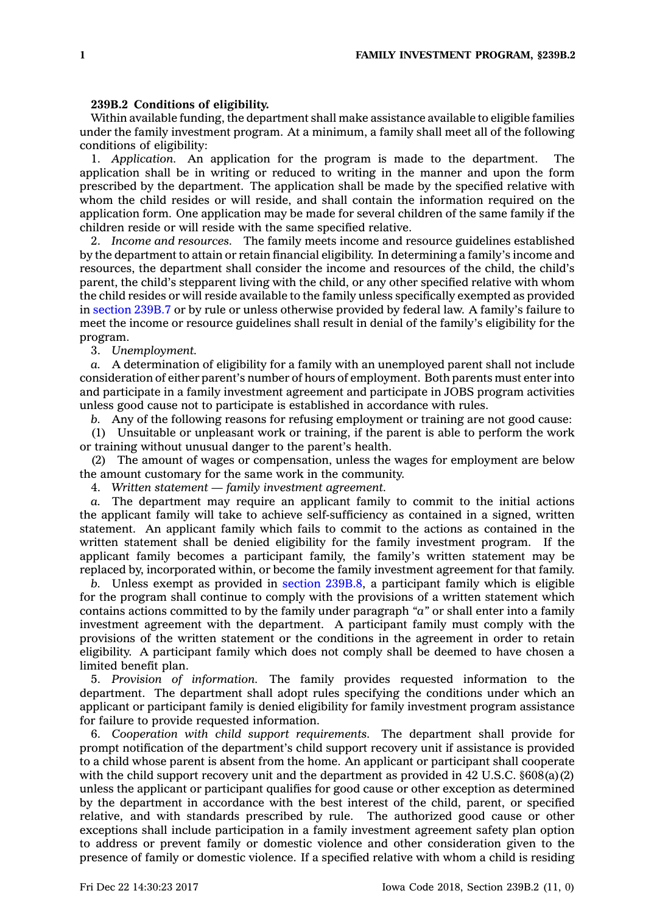**239B.2 Conditions of eligibility.**

Within available funding, the department shall make assistance available to eligible families under the family investment program. At a minimum, a family shall meet all of the following conditions of eligibility:

1. *Application.* An application for the program is made to the department. The application shall be in writing or reduced to writing in the manner and upon the form prescribed by the department. The application shall be made by the specified relative with whom the child resides or will reside, and shall contain the information required on the application form. One application may be made for several children of the same family if the children reside or will reside with the same specified relative.

2. *Income and resources.* The family meets income and resource guidelines established by the department to attain or retain financial eligibility. In determining a family's income and resources, the department shall consider the income and resources of the child, the child's parent, the child's stepparent living with the child, or any other specified relative with whom the child resides or will reside available to the family unless specifically exempted as provided in section 239B.7 or by rule or unless otherwise provided by federal law. A family's failure to meet the income or resource guidelines shall result in denial of the family's eligibility for the program.

3. *Unemployment.*

*a.* A determination of eligibility for a family with an unemployed parent shall not include consideration of either parent's number of hours of employment. Both parents must enter into and participate in a family investment agreement and participate in JOBS program activities unless good cause not to participate is established in accordance with rules.

*b.* Any of the following reasons for refusing employment or training are not good cause:

(1) Unsuitable or unpleasant work or training, if the parent is able to perform the work or training without unusual danger to the parent's health.

(2) The amount of wages or compensation, unless the wages for employment are below the amount customary for the same work in the community.

4. *Written statement — family investment agreement.*

*a.* The department may require an applicant family to commit to the initial actions the applicant family will take to achieve self-sufficiency as contained in a signed, written statement. An applicant family which fails to commit to the actions as contained in the written statement shall be denied eligibility for the family investment program. If the applicant family becomes a participant family, the family's written statement may be replaced by, incorporated within, or become the family investment agreement for that family.

*b.* Unless exempt as provided in section 239B.8, a participant family which is eligible for the program shall continue to comply with the provisions of a written statement which contains actions committed to by the family under paragraph *"a"* or shall enter into a family investment agreement with the department. A participant family must comply with the provisions of the written statement or the conditions in the agreement in order to retain eligibility. A participant family which does not comply shall be deemed to have chosen a limited benefit plan.

5. *Provision of information.* The family provides requested information to the department. The department shall adopt rules specifying the conditions under which an applicant or participant family is denied eligibility for family investment program assistance for failure to provide requested information.

6. *Cooperation with child support requirements.* The department shall provide for prompt notification of the department's child support recovery unit if assistance is provided to a child whose parent is absent from the home. An applicant or participant shall cooperate with the child support recovery unit and the department as provided in 42 U.S.C. §608(a)(2) unless the applicant or participant qualifies for good cause or other exception as determined by the department in accordance with the best interest of the child, parent, or specified relative, and with standards prescribed by rule. The authorized good cause or other exceptions shall include participation in a family investment agreement safety plan option to address or prevent family or domestic violence and other consideration given to the presence of family or domestic violence. If a specified relative with whom a child is residing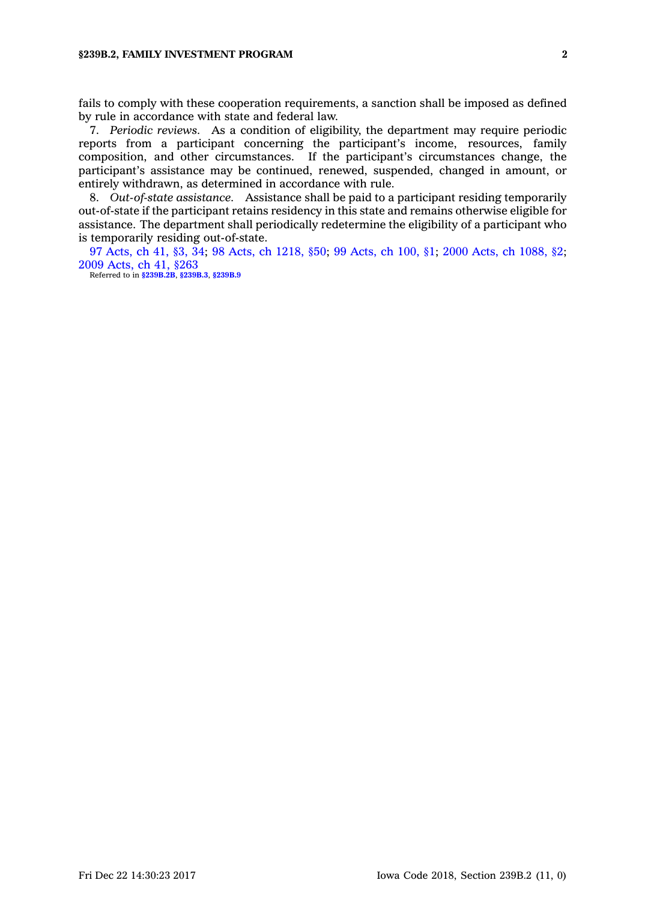fails to comply with these cooperation requirements, a sanction shall be imposed as defined by rule in accordance with state and federal law.

7. *Periodic reviews.* As a condition of eligibility, the department may require periodic reports from a participant concerning the participant's income, resources, family composition, and other circumstances. If the participant's circumstances change, the participant's assistance may be continued, renewed, suspended, changed in amount, or entirely withdrawn, as determined in accordance with rule.

8. *Out-of-state assistance.* Assistance shall be paid to a participant residing temporarily out-of-state if the participant retains residency in this state and remains otherwise eligible for assistance. The department shall periodically redetermine the eligibility of a participant who is temporarily residing out-of-state.

97 Acts, ch 41, §3, 34; 98 Acts, ch 1218, §50; 99 Acts, ch 100, §1; 2000 Acts, ch 1088, §2; 2009 Acts, ch 41, §263

Referred to in **§239B.2B**, **§239B.3**, **§239B.9**